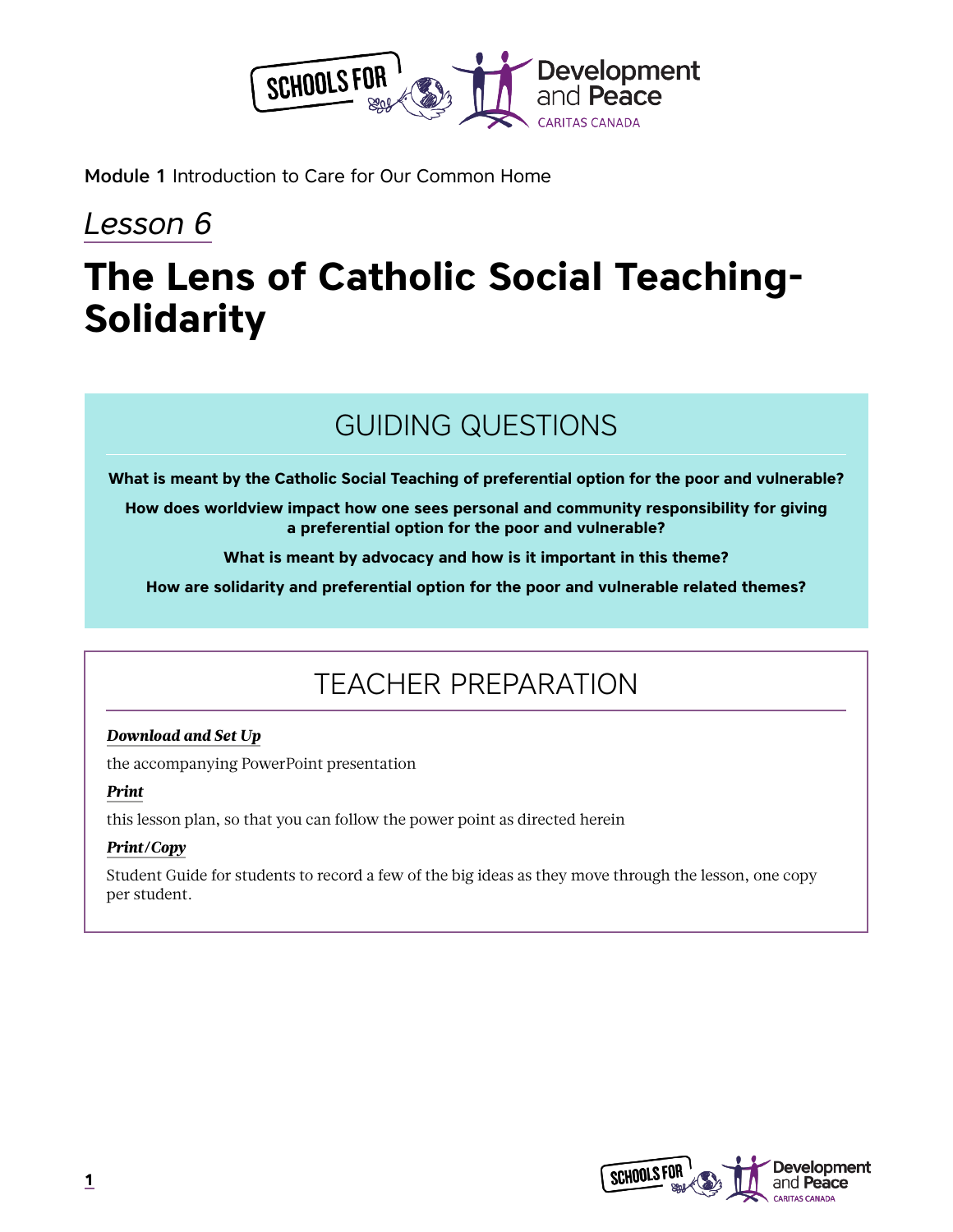Module 1 Introduction to Care for Our Common Home

*Lesson 6*

# The Lens of Catholic Social Teaching-Solidarity

## GUIDING QUESTIONS

**What is meant by the Catholic Social Teaching of preferential option for the poor and vulnerable?**

**How does worldview impact how one sees personal and community responsibility for giving a preferential option for the poor and vulnerable?**

**What is meant by advocacy and how is it important in this theme?**

**How are solidarity and preferential option for the poor and vulnerable related themes?**

## TEACHER PREPARATION

***Download and Set Up***

the accompanying PowerPoint presentation

***Print***

this lesson plan, so that you can follow the power point as directed herein

***Print/Copy***

Student Guide for students to record a few of the big ideas as they move through the lesson, one copy per student.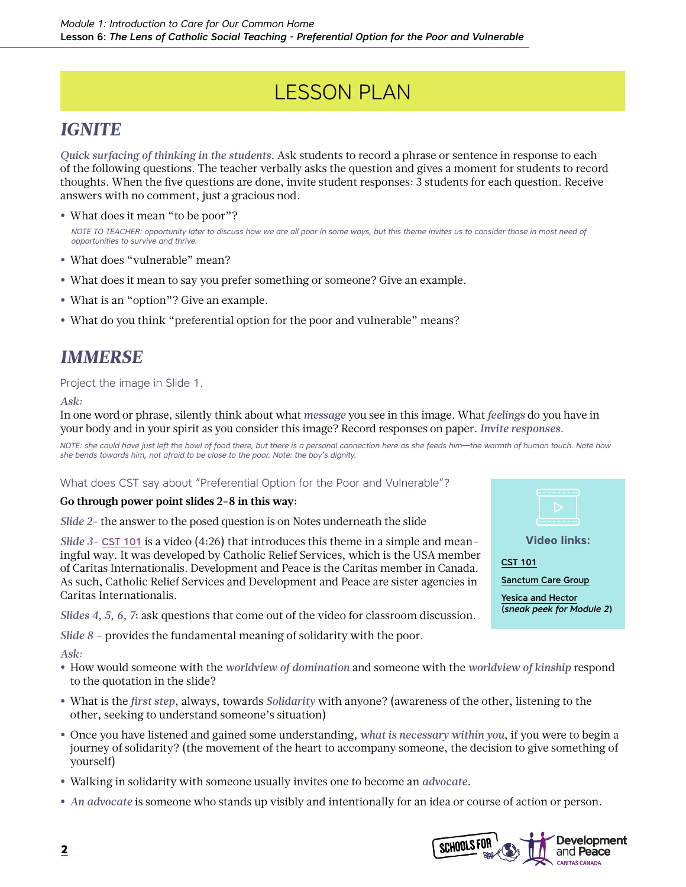# LESSON PLAN

## IGNITE

*Quick surfacing of thinking in the students.* Ask students to record a phrase or sentence in response to each of the following questions. The teacher verbally asks the question and gives a moment for students to record thoughts. When the five questions are done, invite student responses: 3 students for each question. Receive answers with no comment, just a gracious nod.

- What does it mean "to be poor"?

  *NOTE TO TEACHER: opportunity later to discuss how we are all poor in some ways, but this theme invites us to consider those in most need of opportunities to survive and thrive.*

- What does "vulnerable" mean?
- What does it mean to say you prefer something or someone? Give an example.
- What is an "option"? Give an example.
- What do you think "preferential option for the poor and vulnerable" means?

## IMMERSE

Project the image in Slide 1.

*Ask:*

In one word or phrase, silently think about what *message* you see in this image. What *feelings* do you have in your body and in your spirit as you consider this image? Record responses on paper. *Invite responses.*

*NOTE: she could have just left the bowl of food there, but there is a personal connection here as she feeds him—the warmth of human touch. Note how she bends towards him, not afraid to be close to the poor. Note: the boy's dignity.*

What does CST say about "Preferential Option for the Poor and Vulnerable"?

**Go through power point slides 2-8 in this way:**

*Slide 2*– the answer to the posed question is on Notes underneath the slide

*Slide 3*– CST 101 is a video (4:26) that introduces this theme in a simple and meaningful way. It was developed by Catholic Relief Services, which is the USA member of Caritas Internationalis. Development and Peace is the Caritas member in Canada. As such, Catholic Relief Services and Development and Peace are sister agencies in Caritas Internationalis.

*Slides 4, 5, 6, 7*: ask questions that come out of the video for classroom discussion.

*Slide 8* – provides the fundamental meaning of solidarity with the poor.

**Video links:**

CST 101

Sanctum Care Group

Yesica and Hector (*sneak peek for Module 2*)

*Ask:*

- How would someone with the *worldview of domination* and someone with the *worldview of kinship* respond to the quotation in the slide?
- What is the *first step*, always, towards *Solidarity* with anyone? (awareness of the other, listening to the other, seeking to understand someone's situation)
- Once you have listened and gained some understanding, *what is necessary within you*, if you were to begin a journey of solidarity? (the movement of the heart to accompany someone, the decision to give something of yourself)
- Walking in solidarity with someone usually invites one to become an *advocate*.
- *An advocate* is someone who stands up visibly and intentionally for an idea or course of action or person.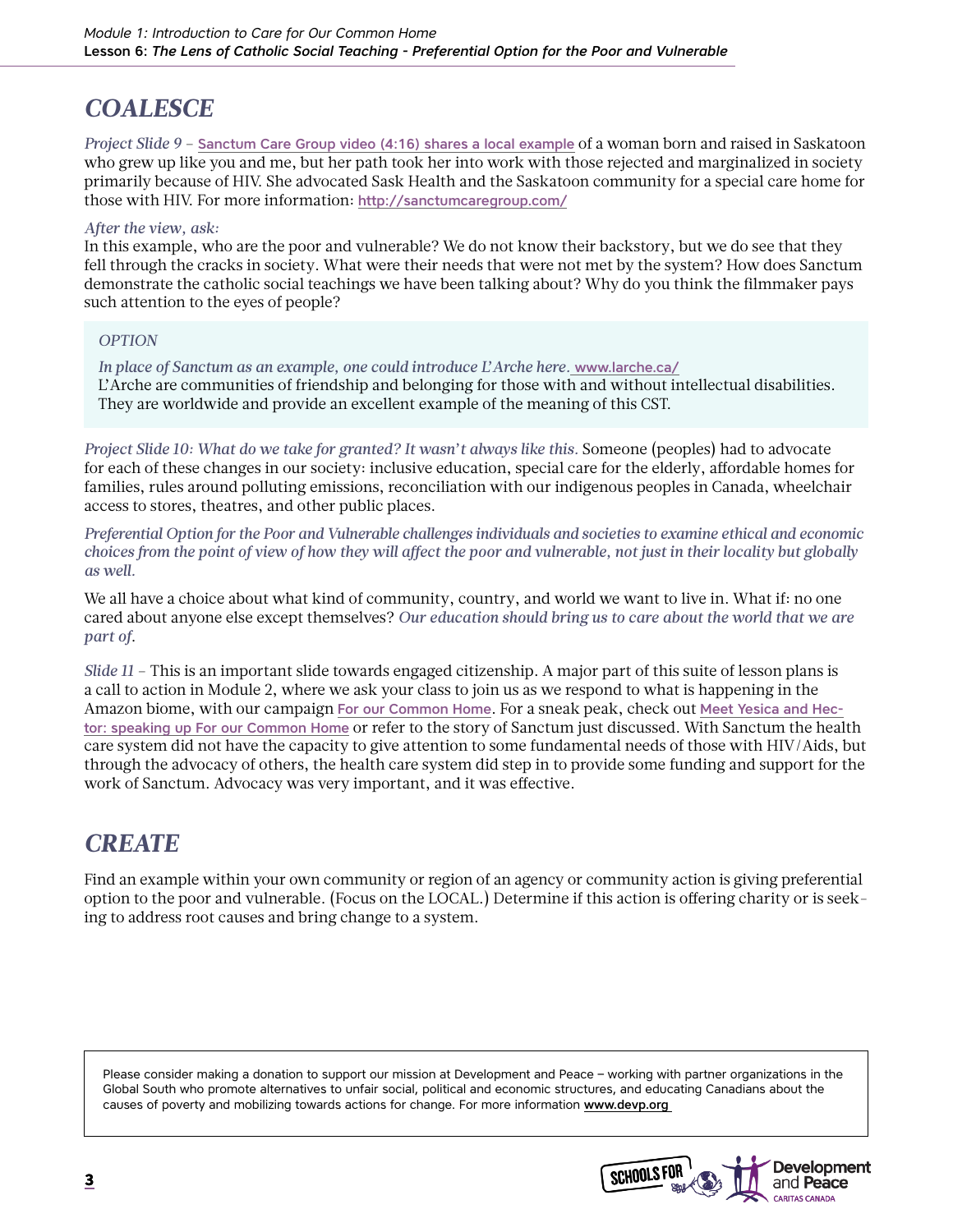## COALESCE

*Project Slide 9 –* [Sanctum Care Group video (4:16) shares a local example] of a woman born and raised in Saskatoon who grew up like you and me, but her path took her into work with those rejected and marginalized in society primarily because of HIV. She advocated Sask Health and the Saskatoon community for a special care home for those with HIV. For more information: http://sanctumcaregroup.com/

*After the view, ask:*
In this example, who are the poor and vulnerable? We do not know their backstory, but we do see that they fell through the cracks in society. What were their needs that were not met by the system? How does Sanctum demonstrate the catholic social teachings we have been talking about? Why do you think the filmmaker pays such attention to the eyes of people?

> *OPTION*
>
> *In place of Sanctum as an example, one could introduce L'Arche here.* www.larche.ca/
> L'Arche are communities of friendship and belonging for those with and without intellectual disabilities. They are worldwide and provide an excellent example of the meaning of this CST.

*Project Slide 10: What do we take for granted? It wasn't always like this.* Someone (peoples) had to advocate for each of these changes in our society: inclusive education, special care for the elderly, affordable homes for families, rules around polluting emissions, reconciliation with our indigenous peoples in Canada, wheelchair access to stores, theatres, and other public places.

*Preferential Option for the Poor and Vulnerable challenges individuals and societies to examine ethical and economic choices from the point of view of how they will affect the poor and vulnerable, not just in their locality but globally as well.*

We all have a choice about what kind of community, country, and world we want to live in. What if: no one cared about anyone else except themselves? *Our education should bring us to care about the world that we are part of.*

*Slide 11 –* This is an important slide towards engaged citizenship. A major part of this suite of lesson plans is a call to action in Module 2, where we ask your class to join us as we respond to what is happening in the Amazon biome, with our campaign For our Common Home. For a sneak peak, check out Meet Yesica and Hector: speaking up For our Common Home or refer to the story of Sanctum just discussed. With Sanctum the health care system did not have the capacity to give attention to some fundamental needs of those with HIV/Aids, but through the advocacy of others, the health care system did step in to provide some funding and support for the work of Sanctum. Advocacy was very important, and it was effective.

## CREATE

Find an example within your own community or region of an agency or community action is giving preferential option to the poor and vulnerable. (Focus on the LOCAL.) Determine if this action is offering charity or is seeking to address root causes and bring change to a system.

> Please consider making a donation to support our mission at Development and Peace – working with partner organizations in the Global South who promote alternatives to unfair social, political and economic structures, and educating Canadians about the causes of poverty and mobilizing towards actions for change. For more information **www.devp.org**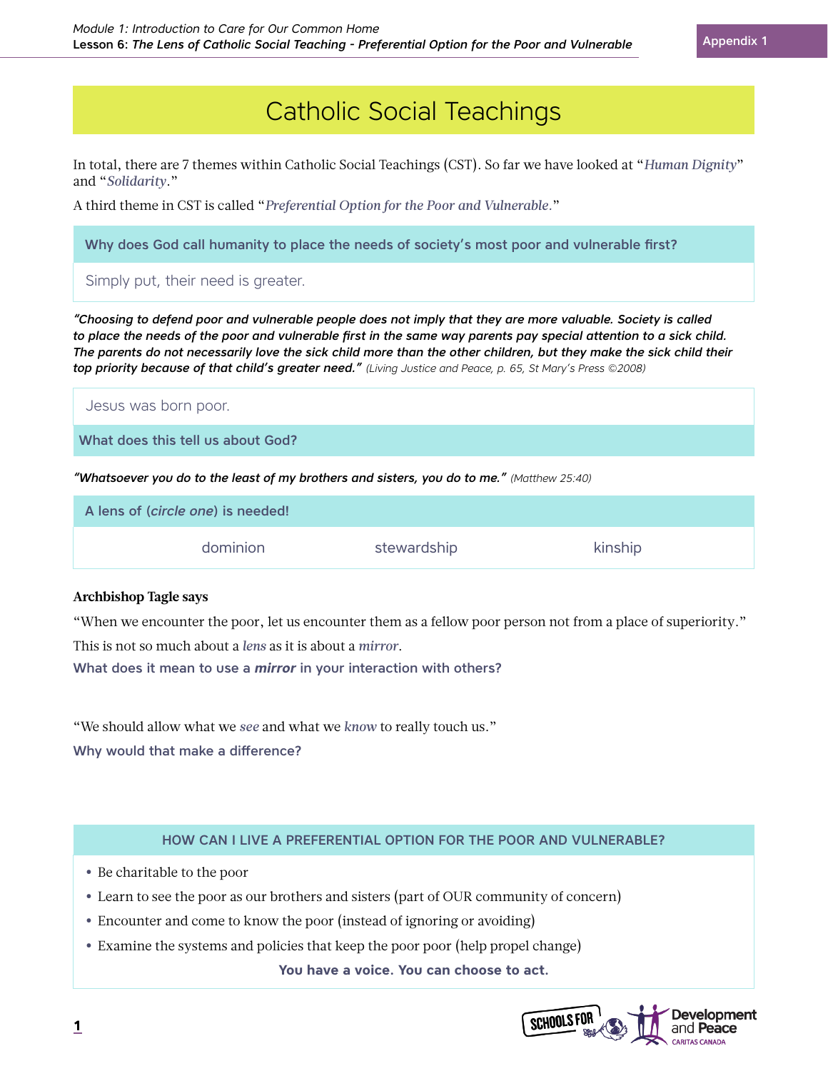# Catholic Social Teachings

In total, there are 7 themes within Catholic Social Teachings (CST). So far we have looked at "*Human Dignity*" and "*Solidarity*."

A third theme in CST is called "*Preferential Option for the Poor and Vulnerable*."

**Why does God call humanity to place the needs of society's most poor and vulnerable first?**

Simply put, their need is greater.

***"Choosing to defend poor and vulnerable people does not imply that they are more valuable. Society is called to place the needs of the poor and vulnerable first in the same way parents pay special attention to a sick child. The parents do not necessarily love the sick child more than the other children, but they make the sick child their top priority because of that child's greater need."*** *(Living Justice and Peace, p. 65, St Mary's Press ©2008)*

Jesus was born poor.

**What does this tell us about God?**

***"Whatsoever you do to the least of my brothers and sisters, you do to me."*** *(Matthew 25:40)*

**A lens of (*circle one*) is needed!**

dominion &nbsp;&nbsp;&nbsp;&nbsp; stewardship &nbsp;&nbsp;&nbsp;&nbsp; kinship

**Archbishop Tagle says**

"When we encounter the poor, let us encounter them as a fellow poor person not from a place of superiority."

This is not so much about a *lens* as it is about a *mirror*.

**What does it mean to use a *mirror* in your interaction with others?**

"We should allow what we *see* and what we *know* to really touch us."

**Why would that make a difference?**

**HOW CAN I LIVE A PREFERENTIAL OPTION FOR THE POOR AND VULNERABLE?**

- Be charitable to the poor
- Learn to see the poor as our brothers and sisters (part of OUR community of concern)
- Encounter and come to know the poor (instead of ignoring or avoiding)
- Examine the systems and policies that keep the poor poor (help propel change)

**You have a voice. You can choose to act.**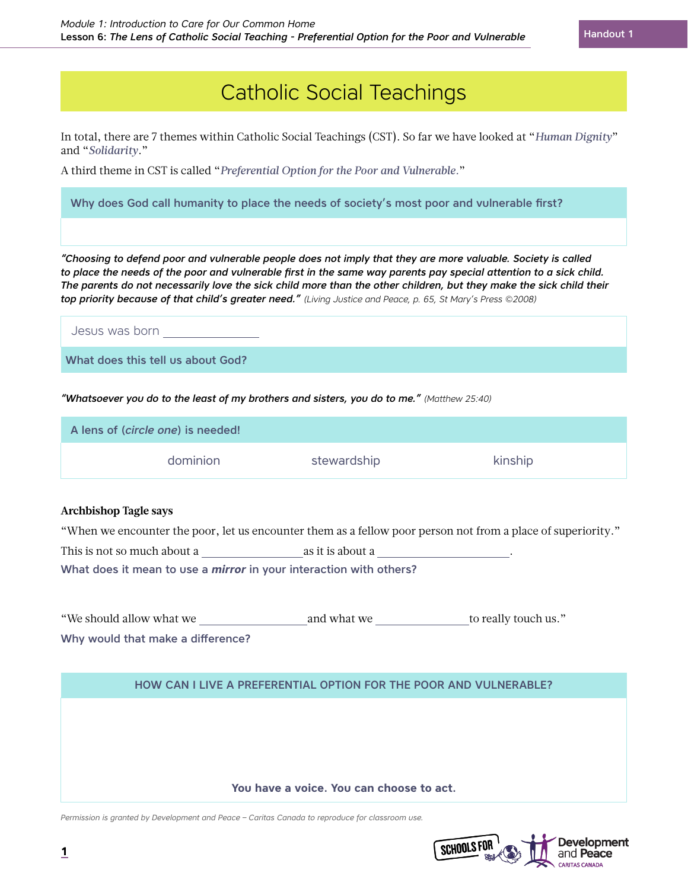# Catholic Social Teachings

In total, there are 7 themes within Catholic Social Teachings (CST). So far we have looked at "*Human Dignity*" and "*Solidarity*."

A third theme in CST is called "*Preferential Option for the Poor and Vulnerable*."

**Why does God call humanity to place the needs of society's most poor and vulnerable first?**

***"Choosing to defend poor and vulnerable people does not imply that they are more valuable. Society is called to place the needs of the poor and vulnerable first in the same way parents pay special attention to a sick child. The parents do not necessarily love the sick child more than the other children, but they make the sick child their top priority because of that child's greater need."*** *(Living Justice and Peace, p. 65, St Mary's Press ©2008)*

Jesus was born ________________

**What does this tell us about God?**

***"Whatsoever you do to the least of my brothers and sisters, you do to me."*** *(Matthew 25:40)*

**A lens of (*circle one*) is needed!**

dominion    stewardship    kinship

**Archbishop Tagle says**

"When we encounter the poor, let us encounter them as a fellow poor person not from a place of superiority."

This is not so much about a ________________ as it is about a ______________________.

**What does it mean to use a *mirror* in your interaction with others?**

"We should allow what we __________________ and what we ________________ to really touch us."

**Why would that make a difference?**

**HOW CAN I LIVE A PREFERENTIAL OPTION FOR THE POOR AND VULNERABLE?**

**You have a voice. You can choose to act.**

*Permission is granted by Development and Peace – Caritas Canada to reproduce for classroom use.*